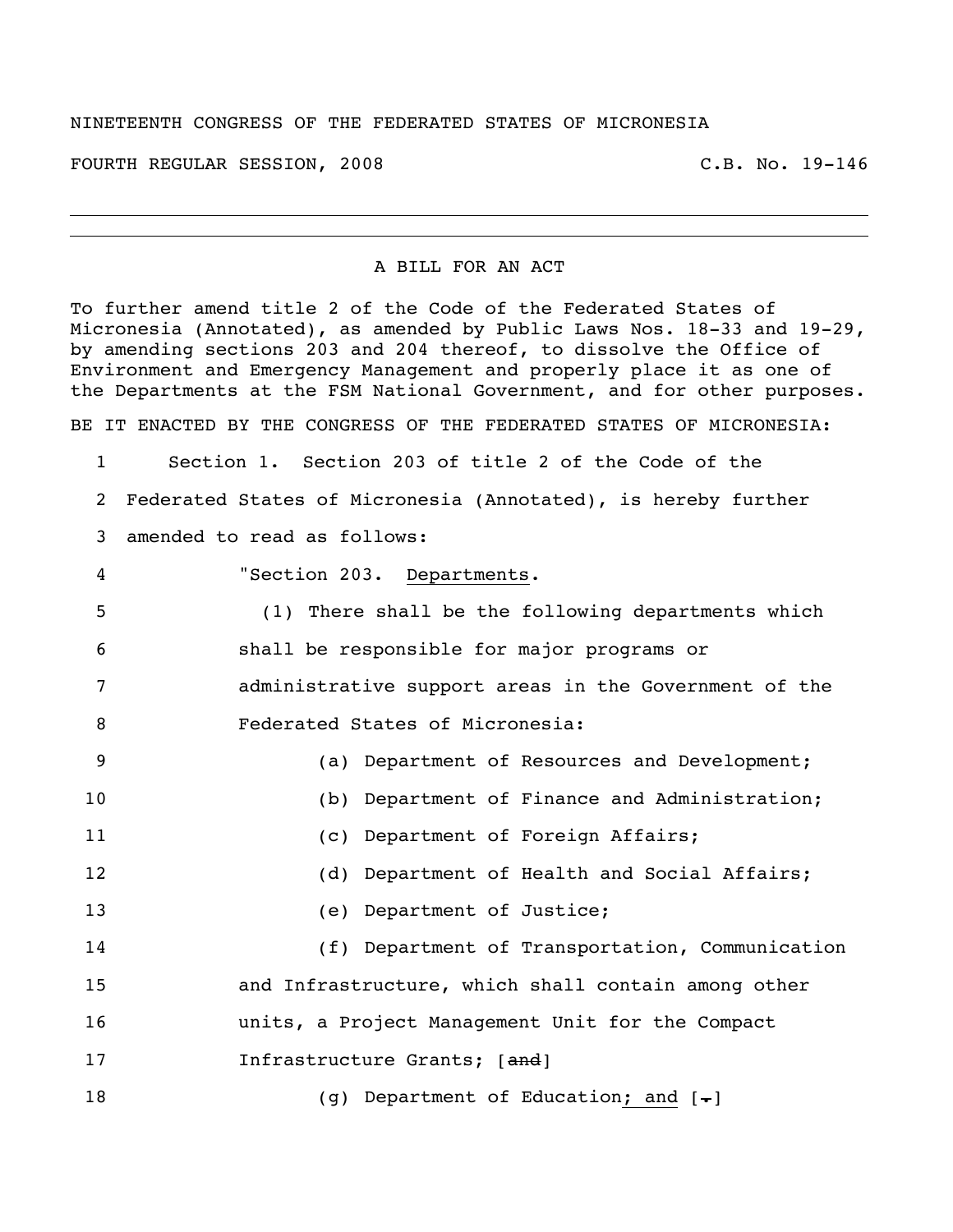NINETEENTH CONGRESS OF THE FEDERATED STATES OF MICRONESIA

FOURTH REGULAR SESSION, 2008 C.B. No. 19-146

---

A BILL FOR AN ACT

To further amend title 2 of the Code of the Federated States of Micronesia (Annotated), as amended by Public Laws Nos. 18-33 and 19-29, by amending sections 203 and 204 thereof, to dissolve the Office of Environment and Emergency Management and properly place it as one of the Departments at the FSM National Government, and for other purposes.

BE IT ENACTED BY THE CONGRESS OF THE FEDERATED STATES OF MICRONESIA:

1 Section 1. Section 203 of title 2 of the Code of the
2 Federated States of Micronesia (Annotated), is hereby further
3 amended to read as follows:
4 "Section 203. Departments.
5 (1) There shall be the following departments which
6 shall be responsible for major programs or
7 administrative support areas in the Government of the
8 Federated States of Micronesia:
9 (a) Department of Resources and Development;
10 (b) Department of Finance and Administration;
11 (c) Department of Foreign Affairs;
12 (d) Department of Health and Social Affairs;
13 (e) Department of Justice;
14 (f) Department of Transportation, Communication
15 and Infrastructure, which shall contain among other
16 units, a Project Management Unit for the Compact
17 Infrastructure Grants; [~~and~~]
18 (g) Department of Education; and [~~.~~]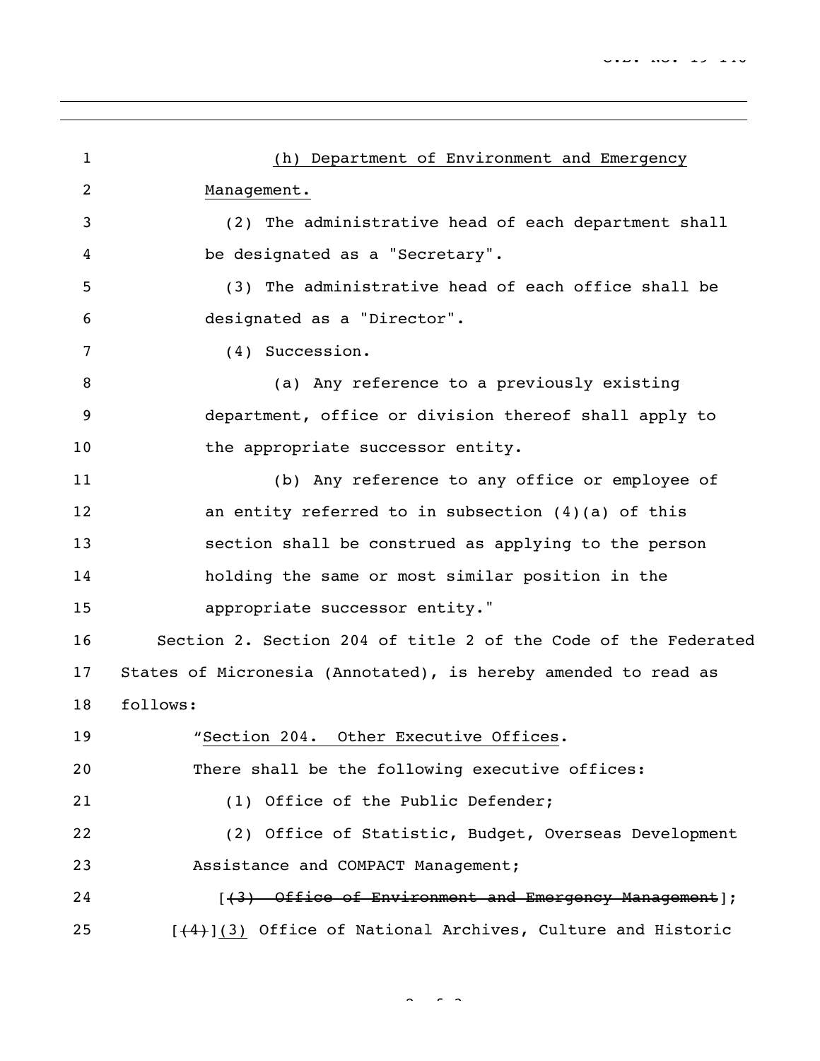(h) Department of Environment and Emergency Management.

(2) The administrative head of each department shall be designated as a "Secretary".

(3) The administrative head of each office shall be designated as a "Director".

(4) Succession.

(a) Any reference to a previously existing department, office or division thereof shall apply to the appropriate successor entity.

(b) Any reference to any office or employee of an entity referred to in subsection (4)(a) of this section shall be construed as applying to the person holding the same or most similar position in the appropriate successor entity."

Section 2. Section 204 of title 2 of the Code of the Federated States of Micronesia (Annotated), is hereby amended to read as follows:

"Section 204. Other Executive Offices.

There shall be the following executive offices:

(1) Office of the Public Defender;

(2) Office of Statistic, Budget, Overseas Development Assistance and COMPACT Management;

[~~(3) Office of Environment and Emergency Management~~];

[~~(4)~~](3) Office of National Archives, Culture and Historic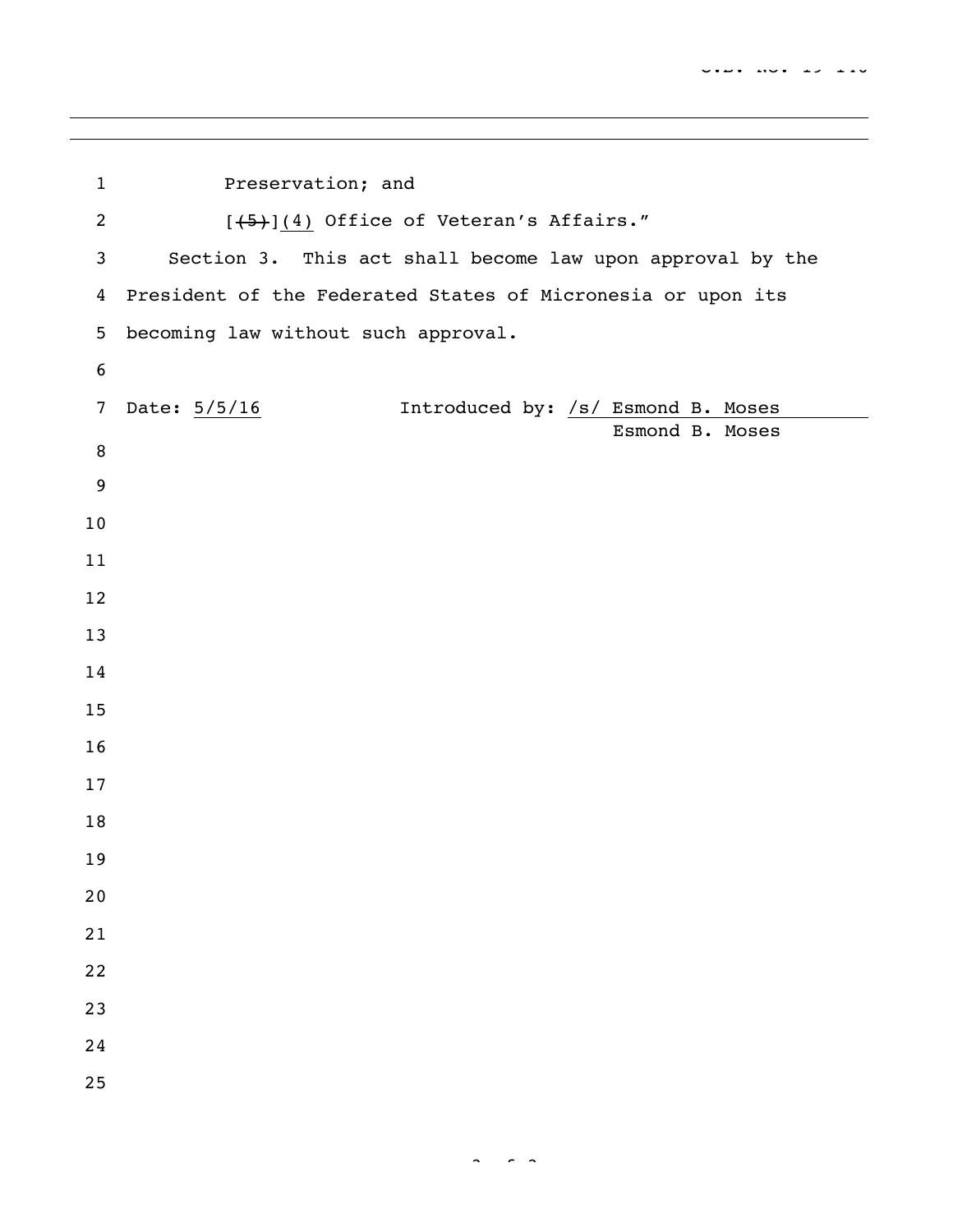Preservation; and

[~~(5)~~]<u>(4)</u> Office of Veteran's Affairs."

Section 3. This act shall become law upon approval by the President of the Federated States of Micronesia or upon its becoming law without such approval.

Date: <u>5/5/16</u> Introduced by: <u>/s/ Esmond B. Moses</u>

Esmond B. Moses